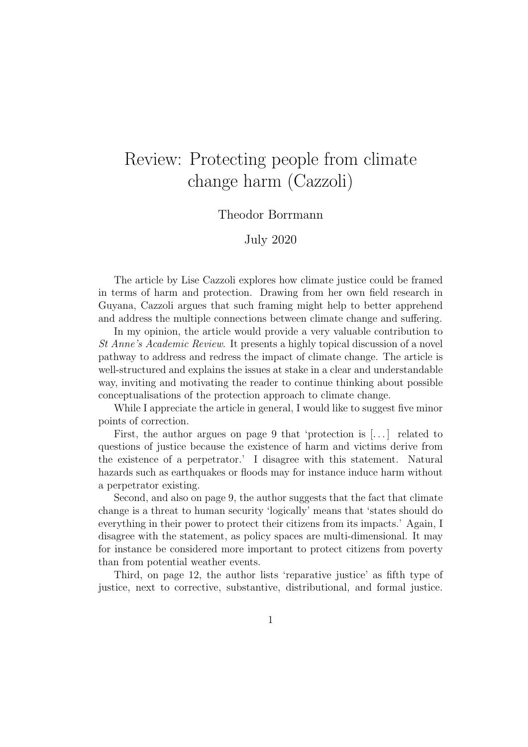# Review: Protecting people from climate change harm (Cazzoli)

Theodor Borrmann

July 2020

The article by Lise Cazzoli explores how climate justice could be framed in terms of harm and protection. Drawing from her own field research in Guyana, Cazzoli argues that such framing might help to better apprehend and address the multiple connections between climate change and suffering.

In my opinion, the article would provide a very valuable contribution to *St Anne's Academic Review*. It presents a highly topical discussion of a novel pathway to address and redress the impact of climate change. The article is well-structured and explains the issues at stake in a clear and understandable way, inviting and motivating the reader to continue thinking about possible conceptualisations of the protection approach to climate change.

While I appreciate the article in general, I would like to suggest five minor points of correction.

First, the author argues on page 9 that 'protection is [...] related to questions of justice because the existence of harm and victims derive from the existence of a perpetrator.' I disagree with this statement. Natural hazards such as earthquakes or floods may for instance induce harm without a perpetrator existing.

Second, and also on page 9, the author suggests that the fact that climate change is a threat to human security 'logically' means that 'states should do everything in their power to protect their citizens from its impacts.' Again, I disagree with the statement, as policy spaces are multi-dimensional. It may for instance be considered more important to protect citizens from poverty than from potential weather events.

Third, on page 12, the author lists 'reparative justice' as fifth type of justice, next to corrective, substantive, distributional, and formal justice.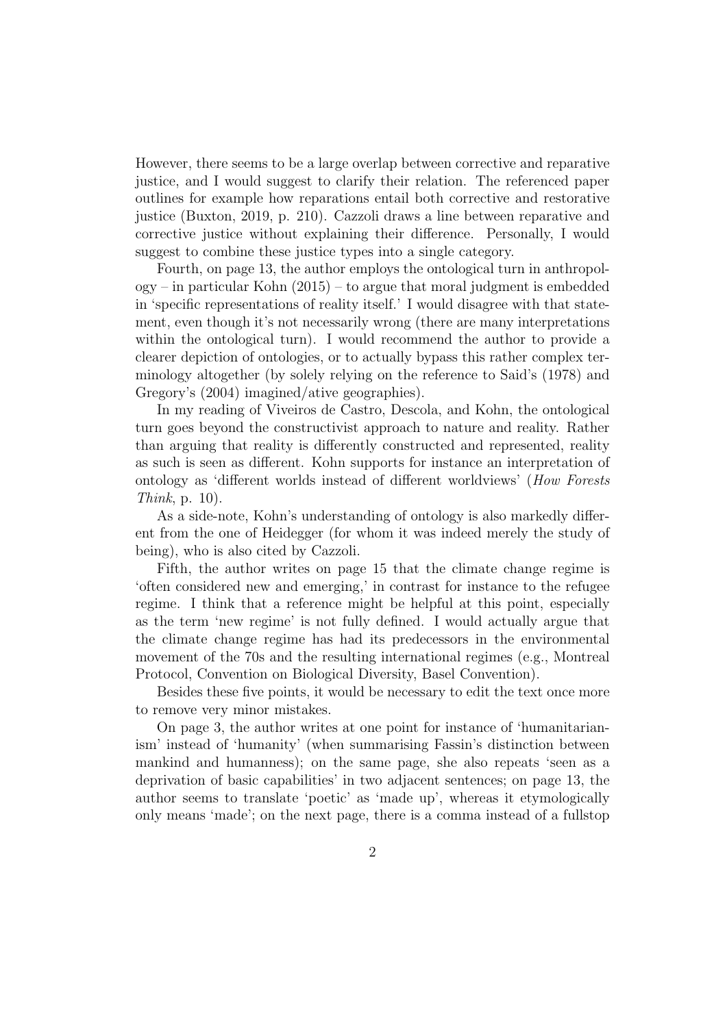However, there seems to be a large overlap between corrective and reparative justice, and I would suggest to clarify their relation. The referenced paper outlines for example how reparations entail both corrective and restorative justice (Buxton, 2019, p. 210). Cazzoli draws a line between reparative and corrective justice without explaining their difference. Personally, I would suggest to combine these justice types into a single category.

Fourth, on page 13, the author employs the ontological turn in anthropology – in particular Kohn (2015) – to argue that moral judgment is embedded in 'specific representations of reality itself.' I would disagree with that statement, even though it's not necessarily wrong (there are many interpretations within the ontological turn). I would recommend the author to provide a clearer depiction of ontologies, or to actually bypass this rather complex terminology altogether (by solely relying on the reference to Said's (1978) and Gregory's (2004) imagined/ative geographies).

In my reading of Viveiros de Castro, Descola, and Kohn, the ontological turn goes beyond the constructivist approach to nature and reality. Rather than arguing that reality is differently constructed and represented, reality as such is seen as different. Kohn supports for instance an interpretation of ontology as 'different worlds instead of different worldviews' (*How Forests Think*, p. 10).

As a side-note, Kohn's understanding of ontology is also markedly different from the one of Heidegger (for whom it was indeed merely the study of being), who is also cited by Cazzoli.

Fifth, the author writes on page 15 that the climate change regime is 'often considered new and emerging,' in contrast for instance to the refugee regime. I think that a reference might be helpful at this point, especially as the term 'new regime' is not fully defined. I would actually argue that the climate change regime has had its predecessors in the environmental movement of the 70s and the resulting international regimes (e.g., Montreal Protocol, Convention on Biological Diversity, Basel Convention).

Besides these five points, it would be necessary to edit the text once more to remove very minor mistakes.

On page 3, the author writes at one point for instance of 'humanitarianism' instead of 'humanity' (when summarising Fassin's distinction between mankind and humanness); on the same page, she also repeats 'seen as a deprivation of basic capabilities' in two adjacent sentences; on page 13, the author seems to translate 'poetic' as 'made up', whereas it etymologically only means 'made'; on the next page, there is a comma instead of a fullstop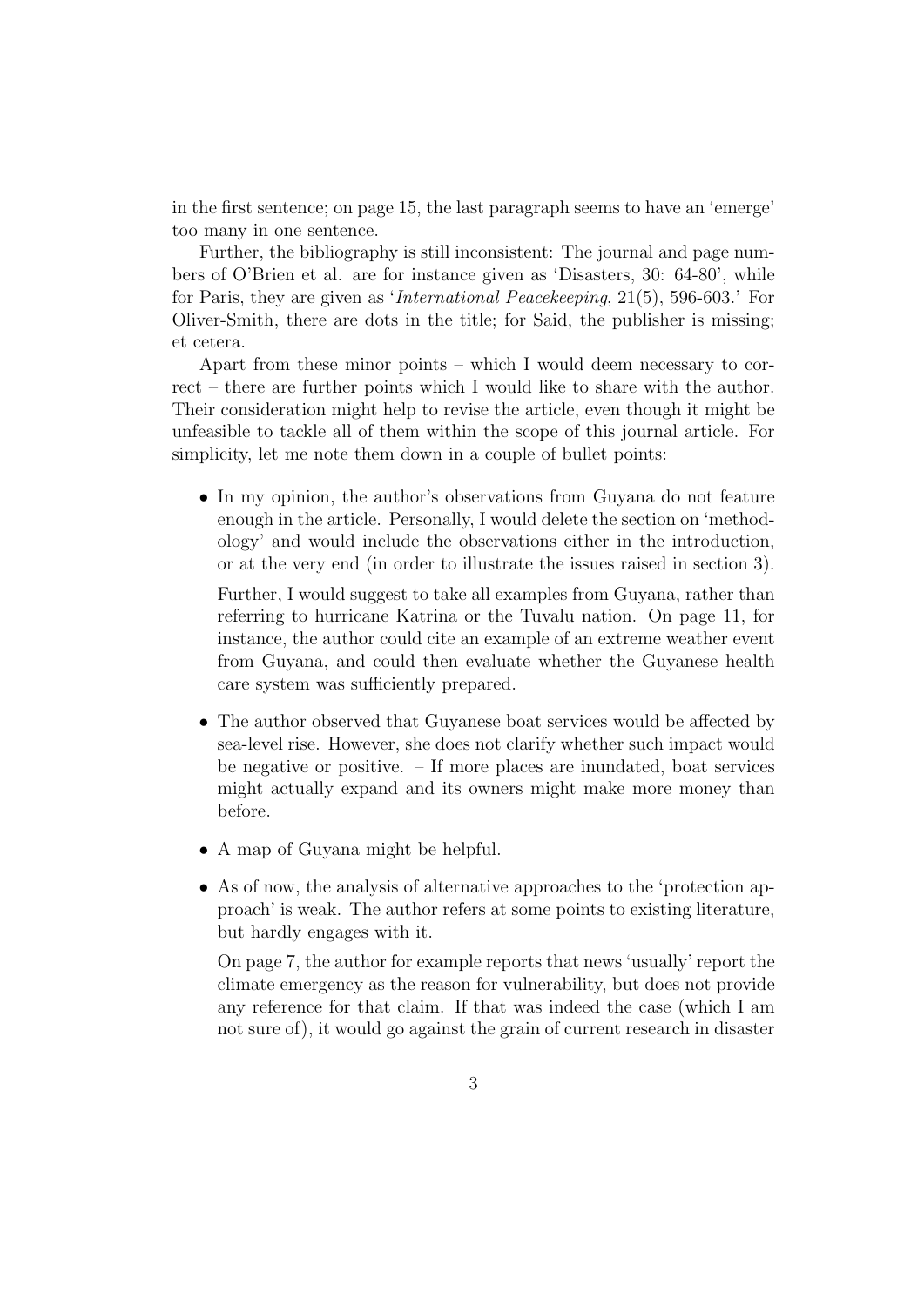in the first sentence; on page 15, the last paragraph seems to have an 'emerge' too many in one sentence.

Further, the bibliography is still inconsistent: The journal and page numbers of O'Brien et al. are for instance given as 'Disasters, 30: 64-80', while for Paris, they are given as '*International Peacekeeping*, 21(5), 596-603.' For Oliver-Smith, there are dots in the title; for Said, the publisher is missing; et cetera.

Apart from these minor points – which I would deem necessary to correct – there are further points which I would like to share with the author. Their consideration might help to revise the article, even though it might be unfeasible to tackle all of them within the scope of this journal article. For simplicity, let me note them down in a couple of bullet points:

- In my opinion, the author's observations from Guyana do not feature enough in the article. Personally, I would delete the section on 'methodology' and would include the observations either in the introduction, or at the very end (in order to illustrate the issues raised in section 3).

  Further, I would suggest to take all examples from Guyana, rather than referring to hurricane Katrina or the Tuvalu nation. On page 11, for instance, the author could cite an example of an extreme weather event from Guyana, and could then evaluate whether the Guyanese health care system was sufficiently prepared.

- The author observed that Guyanese boat services would be affected by sea-level rise. However, she does not clarify whether such impact would be negative or positive. – If more places are inundated, boat services might actually expand and its owners might make more money than before.

- A map of Guyana might be helpful.

- As of now, the analysis of alternative approaches to the 'protection approach' is weak. The author refers at some points to existing literature, but hardly engages with it.

  On page 7, the author for example reports that news 'usually' report the climate emergency as the reason for vulnerability, but does not provide any reference for that claim. If that was indeed the case (which I am not sure of), it would go against the grain of current research in disaster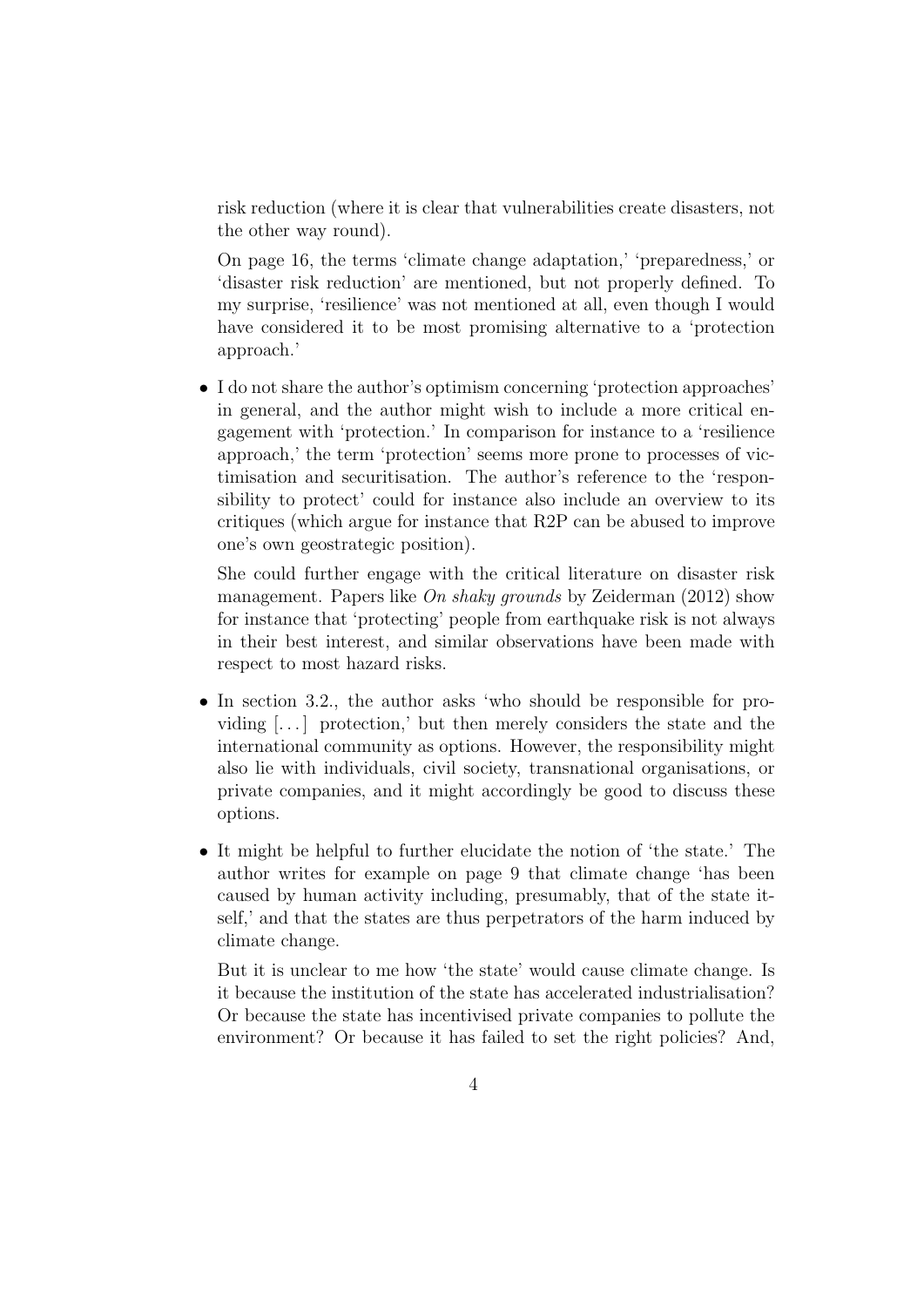risk reduction (where it is clear that vulnerabilities create disasters, not the other way round).

On page 16, the terms 'climate change adaptation,' 'preparedness,' or 'disaster risk reduction' are mentioned, but not properly defined. To my surprise, 'resilience' was not mentioned at all, even though I would have considered it to be most promising alternative to a 'protection approach.'

- I do not share the author's optimism concerning 'protection approaches' in general, and the author might wish to include a more critical engagement with 'protection.' In comparison for instance to a 'resilience approach,' the term 'protection' seems more prone to processes of victimisation and securitisation. The author's reference to the 'responsibility to protect' could for instance also include an overview to its critiques (which argue for instance that R2P can be abused to improve one's own geostrategic position).

  She could further engage with the critical literature on disaster risk management. Papers like *On shaky grounds* by Zeiderman (2012) show for instance that 'protecting' people from earthquake risk is not always in their best interest, and similar observations have been made with respect to most hazard risks.

- In section 3.2., the author asks 'who should be responsible for providing [...] protection,' but then merely considers the state and the international community as options. However, the responsibility might also lie with individuals, civil society, transnational organisations, or private companies, and it might accordingly be good to discuss these options.

- It might be helpful to further elucidate the notion of 'the state.' The author writes for example on page 9 that climate change 'has been caused by human activity including, presumably, that of the state itself,' and that the states are thus perpetrators of the harm induced by climate change.

  But it is unclear to me how 'the state' would cause climate change. Is it because the institution of the state has accelerated industrialisation? Or because the state has incentivised private companies to pollute the environment? Or because it has failed to set the right policies? And,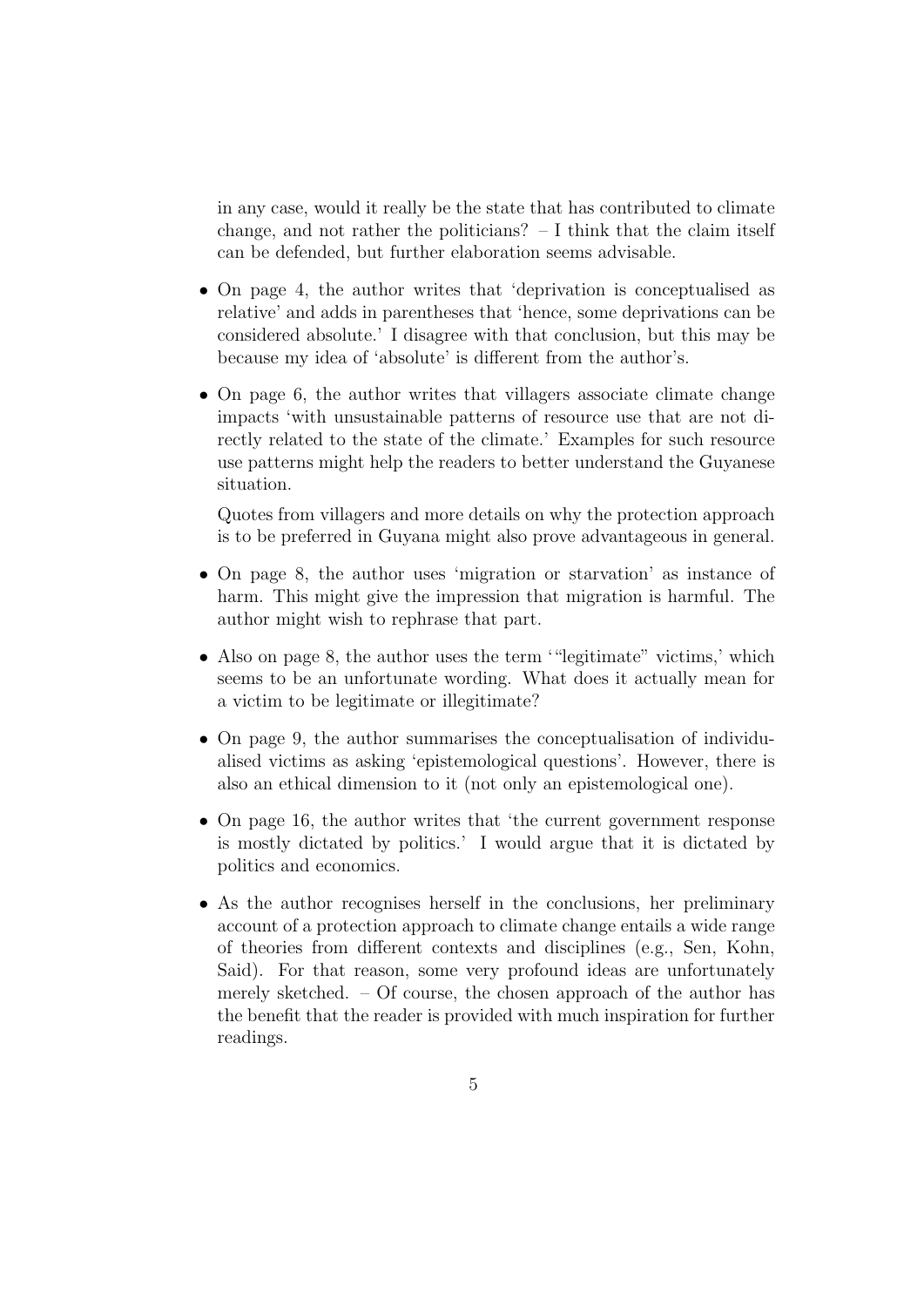in any case, would it really be the state that has contributed to climate change, and not rather the politicians? – I think that the claim itself can be defended, but further elaboration seems advisable.

- On page 4, the author writes that 'deprivation is conceptualised as relative' and adds in parentheses that 'hence, some deprivations can be considered absolute.' I disagree with that conclusion, but this may be because my idea of 'absolute' is different from the author's.

- On page 6, the author writes that villagers associate climate change impacts 'with unsustainable patterns of resource use that are not directly related to the state of the climate.' Examples for such resource use patterns might help the readers to better understand the Guyanese situation.

  Quotes from villagers and more details on why the protection approach is to be preferred in Guyana might also prove advantageous in general.

- On page 8, the author uses 'migration or starvation' as instance of harm. This might give the impression that migration is harmful. The author might wish to rephrase that part.

- Also on page 8, the author uses the term '"legitimate" victims,' which seems to be an unfortunate wording. What does it actually mean for a victim to be legitimate or illegitimate?

- On page 9, the author summarises the conceptualisation of individualised victims as asking 'epistemological questions'. However, there is also an ethical dimension to it (not only an epistemological one).

- On page 16, the author writes that 'the current government response is mostly dictated by politics.' I would argue that it is dictated by politics and economics.

- As the author recognises herself in the conclusions, her preliminary account of a protection approach to climate change entails a wide range of theories from different contexts and disciplines (e.g., Sen, Kohn, Said). For that reason, some very profound ideas are unfortunately merely sketched. – Of course, the chosen approach of the author has the benefit that the reader is provided with much inspiration for further readings.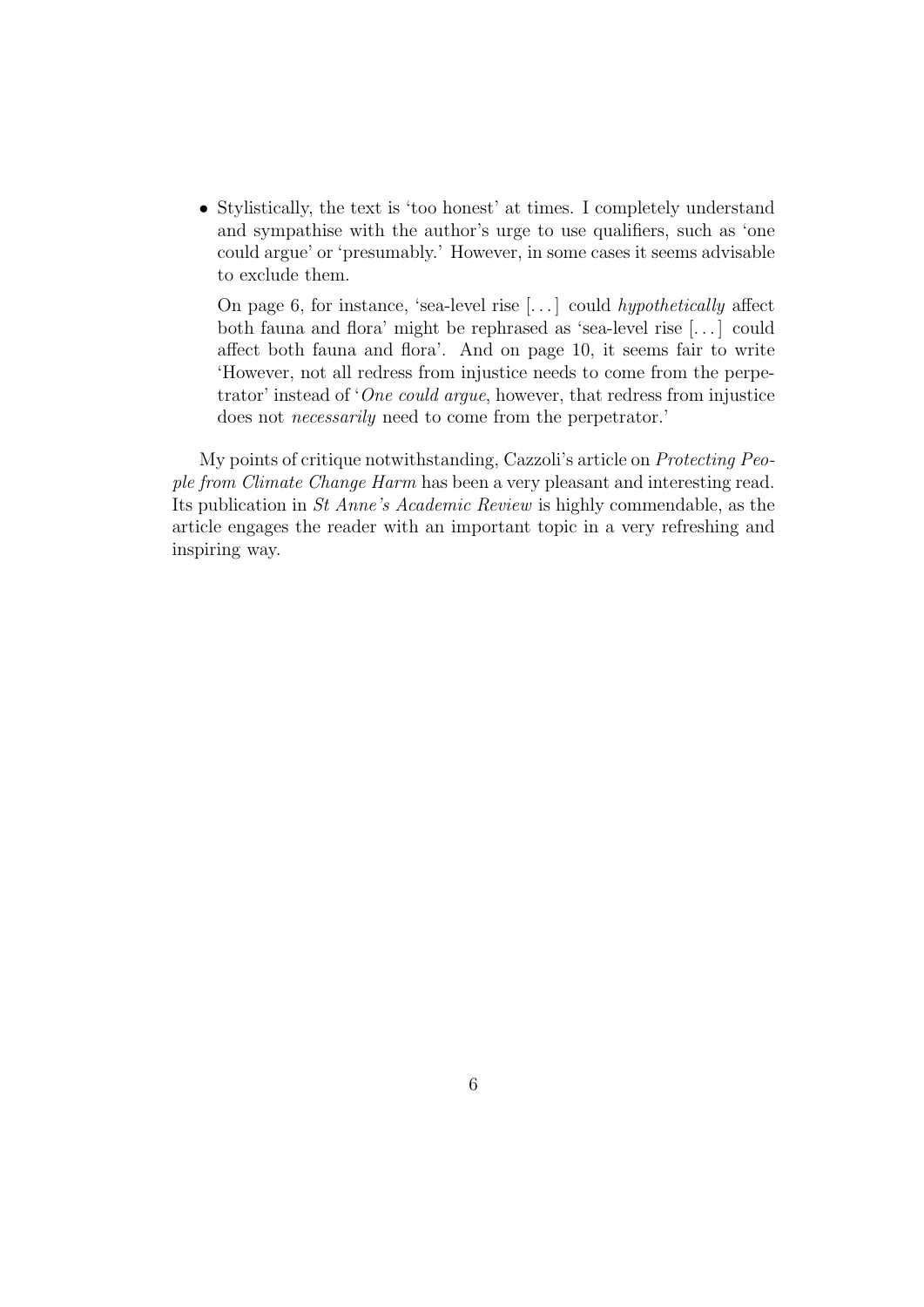- Stylistically, the text is 'too honest' at times. I completely understand and sympathise with the author's urge to use qualifiers, such as 'one could argue' or 'presumably.' However, in some cases it seems advisable to exclude them.

  On page 6, for instance, 'sea-level rise [. . . ] could *hypothetically* affect both fauna and flora' might be rephrased as 'sea-level rise [. . . ] could affect both fauna and flora'. And on page 10, it seems fair to write 'However, not all redress from injustice needs to come from the perpetrator' instead of '*One could argue*, however, that redress from injustice does not *necessarily* need to come from the perpetrator.'

My points of critique notwithstanding, Cazzoli's article on *Protecting People from Climate Change Harm* has been a very pleasant and interesting read. Its publication in *St Anne's Academic Review* is highly commendable, as the article engages the reader with an important topic in a very refreshing and inspiring way.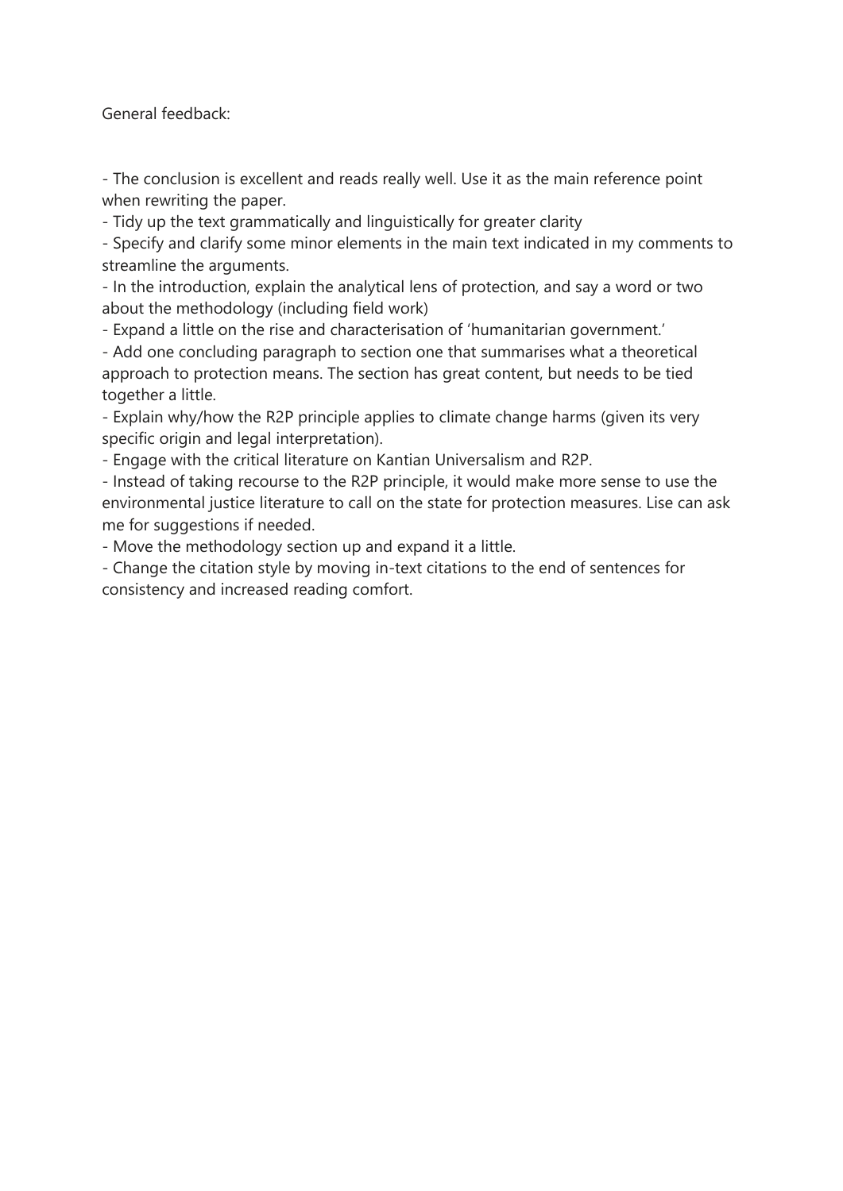General feedback:

- The conclusion is excellent and reads really well. Use it as the main reference point when rewriting the paper.
- Tidy up the text grammatically and linguistically for greater clarity
- Specify and clarify some minor elements in the main text indicated in my comments to streamline the arguments.
- In the introduction, explain the analytical lens of protection, and say a word or two about the methodology (including field work)
- Expand a little on the rise and characterisation of 'humanitarian government.'
- Add one concluding paragraph to section one that summarises what a theoretical approach to protection means. The section has great content, but needs to be tied together a little.
- Explain why/how the R2P principle applies to climate change harms (given its very specific origin and legal interpretation).
- Engage with the critical literature on Kantian Universalism and R2P.
- Instead of taking recourse to the R2P principle, it would make more sense to use the environmental justice literature to call on the state for protection measures. Lise can ask me for suggestions if needed.
- Move the methodology section up and expand it a little.
- Change the citation style by moving in-text citations to the end of sentences for consistency and increased reading comfort.